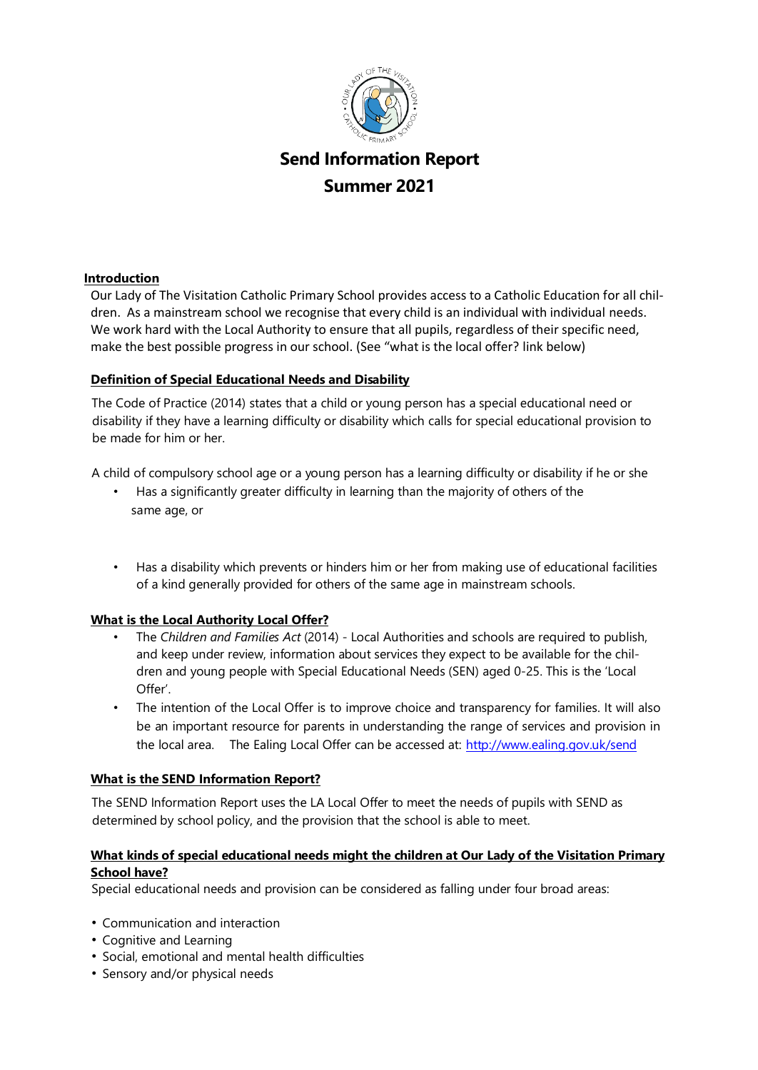# Send Information Report

## Summer 2021

### Introduction

Our Lady of The Visitation Catholic Primary School provides access to a Catholic Education for all children. As a mainstream school we recognise that every child is an individual with individual needs. We work hard with the Local Authority to ensure that all pupils, regardless of their specific need, make the best possible progress in our school. (See "what is the local offer? link below)

### Definition of Special Educational Needs and Disability

The Code of Practice (2014) states that a child or young person has a special educational need or disability if they have a learning difficulty or disability which calls for special educational provision to be made for him or her.

A child of compulsory school age or a young person has a learning difficulty or disability if he or she

- Has a significantly greater difficulty in learning than the majority of others of the same age, or
- Has a disability which prevents or hinders him or her from making use of educational facilities of a kind generally provided for others of the same age in mainstream schools.

### What is the Local Authority Local Offer?

- The *Children and Families Act* (2014) - Local Authorities and schools are required to publish, and keep under review, information about services they expect to be available for the children and young people with Special Educational Needs (SEN) aged 0-25. This is the 'Local Offer'.
- The intention of the Local Offer is to improve choice and transparency for families. It will also be an important resource for parents in understanding the range of services and provision in the local area. The Ealing Local Offer can be accessed at: [http://www.ealing.gov.uk/send](http://www.ealing.gov.uk/send)

### What is the SEND Information Report?

The SEND Information Report uses the LA Local Offer to meet the needs of pupils with SEND as determined by school policy, and the provision that the school is able to meet.

### What kinds of special educational needs might the children at Our Lady of the Visitation Primary School have?

Special educational needs and provision can be considered as falling under four broad areas:

- Communication and interaction
- Cognitive and Learning
- Social, emotional and mental health difficulties
- Sensory and/or physical needs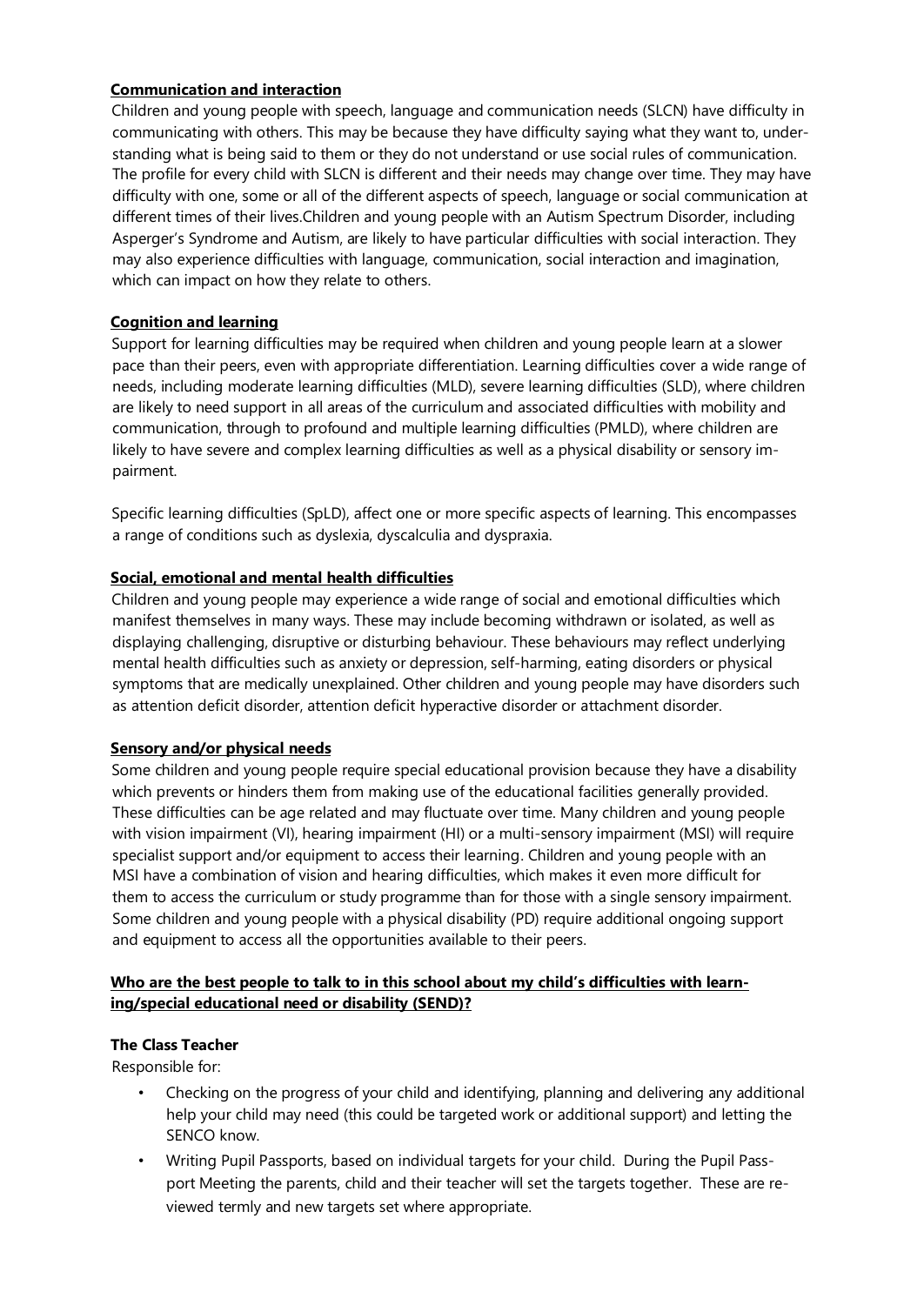**Communication and interaction**

Children and young people with speech, language and communication needs (SLCN) have difficulty in communicating with others. This may be because they have difficulty saying what they want to, understanding what is being said to them or they do not understand or use social rules of communication. The profile for every child with SLCN is different and their needs may change over time. They may have difficulty with one, some or all of the different aspects of speech, language or social communication at different times of their lives.Children and young people with an Autism Spectrum Disorder, including Asperger's Syndrome and Autism, are likely to have particular difficulties with social interaction. They may also experience difficulties with language, communication, social interaction and imagination, which can impact on how they relate to others.

**Cognition and learning**

Support for learning difficulties may be required when children and young people learn at a slower pace than their peers, even with appropriate differentiation. Learning difficulties cover a wide range of needs, including moderate learning difficulties (MLD), severe learning difficulties (SLD), where children are likely to need support in all areas of the curriculum and associated difficulties with mobility and communication, through to profound and multiple learning difficulties (PMLD), where children are likely to have severe and complex learning difficulties as well as a physical disability or sensory impairment.

Specific learning difficulties (SpLD), affect one or more specific aspects of learning. This encompasses a range of conditions such as dyslexia, dyscalculia and dyspraxia.

**Social, emotional and mental health difficulties**

Children and young people may experience a wide range of social and emotional difficulties which manifest themselves in many ways. These may include becoming withdrawn or isolated, as well as displaying challenging, disruptive or disturbing behaviour. These behaviours may reflect underlying mental health difficulties such as anxiety or depression, self-harming, eating disorders or physical symptoms that are medically unexplained. Other children and young people may have disorders such as attention deficit disorder, attention deficit hyperactive disorder or attachment disorder.

**Sensory and/or physical needs**

Some children and young people require special educational provision because they have a disability which prevents or hinders them from making use of the educational facilities generally provided. These difficulties can be age related and may fluctuate over time. Many children and young people with vision impairment (VI), hearing impairment (HI) or a multi-sensory impairment (MSI) will require specialist support and/or equipment to access their learning. Children and young people with an MSI have a combination of vision and hearing difficulties, which makes it even more difficult for them to access the curriculum or study programme than for those with a single sensory impairment. Some children and young people with a physical disability (PD) require additional ongoing support and equipment to access all the opportunities available to their peers.

**Who are the best people to talk to in this school about my child's difficulties with learning/special educational need or disability (SEND)?**

**The Class Teacher**

Responsible for:

- Checking on the progress of your child and identifying, planning and delivering any additional help your child may need (this could be targeted work or additional support) and letting the SENCO know.
- Writing Pupil Passports, based on individual targets for your child. During the Pupil Passport Meeting the parents, child and their teacher will set the targets together. These are reviewed termly and new targets set where appropriate.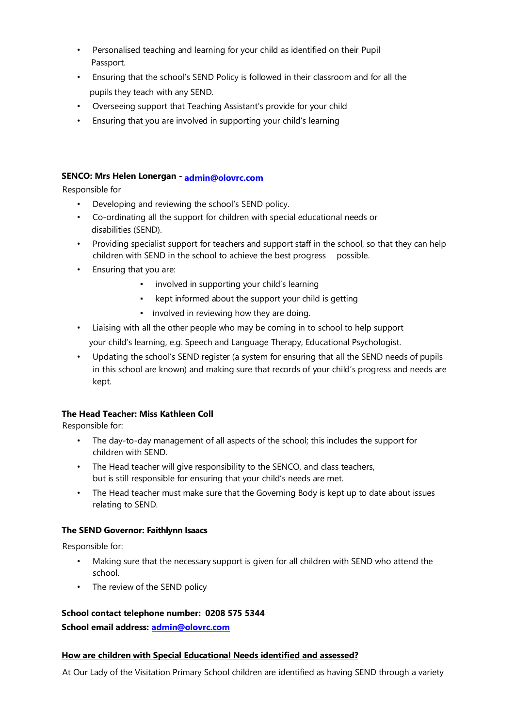- Personalised teaching and learning for your child as identified on their Pupil Passport.
- Ensuring that the school's SEND Policy is followed in their classroom and for all the pupils they teach with any SEND.
- Overseeing support that Teaching Assistant's provide for your child
- Ensuring that you are involved in supporting your child's learning

**SENCO: Mrs Helen Lonergan - [admin@olovrc.com](mailto:admin@olovrc.com)**

Responsible for

- Developing and reviewing the school's SEND policy.
- Co-ordinating all the support for children with special educational needs or disabilities (SEND).
- Providing specialist support for teachers and support staff in the school, so that they can help children with SEND in the school to achieve the best progress possible.
- Ensuring that you are:
    - involved in supporting your child's learning
    - kept informed about the support your child is getting
    - involved in reviewing how they are doing.
- Liaising with all the other people who may be coming in to school to help support your child's learning, e.g. Speech and Language Therapy, Educational Psychologist.
- Updating the school's SEND register (a system for ensuring that all the SEND needs of pupils in this school are known) and making sure that records of your child's progress and needs are kept.

**The Head Teacher: Miss Kathleen Coll**

Responsible for:

- The day-to-day management of all aspects of the school; this includes the support for children with SEND.
- The Head teacher will give responsibility to the SENCO, and class teachers, but is still responsible for ensuring that your child's needs are met.
- The Head teacher must make sure that the Governing Body is kept up to date about issues relating to SEND.

**The SEND Governor: Faithlynn Isaacs**

Responsible for:

- Making sure that the necessary support is given for all children with SEND who attend the school.
- The review of the SEND policy

**School contact telephone number: 0208 575 5344**

**School email address: [admin@olovrc.com](mailto:admin@olovrc.com)**

**<u>How are children with Special Educational Needs identified and assessed?</u>**

At Our Lady of the Visitation Primary School children are identified as having SEND through a variety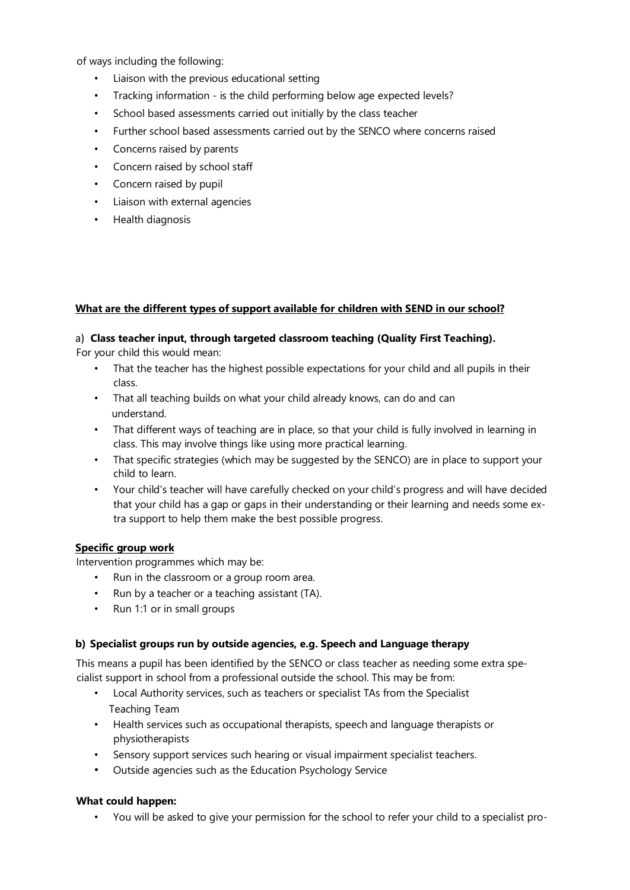of ways including the following:

- Liaison with the previous educational setting
- Tracking information - is the child performing below age expected levels?
- School based assessments carried out initially by the class teacher
- Further school based assessments carried out by the SENCO where concerns raised
- Concerns raised by parents
- Concern raised by school staff
- Concern raised by pupil
- Liaison with external agencies
- Health diagnosis

**<u>What are the different types of support available for children with SEND in our school?</u>**

a) **Class teacher input, through targeted classroom teaching (Quality First Teaching).**

For your child this would mean:

- That the teacher has the highest possible expectations for your child and all pupils in their class.
- That all teaching builds on what your child already knows, can do and can understand.
- That different ways of teaching are in place, so that your child is fully involved in learning in class. This may involve things like using more practical learning.
- That specific strategies (which may be suggested by the SENCO) are in place to support your child to learn.
- Your child's teacher will have carefully checked on your child's progress and will have decided that your child has a gap or gaps in their understanding or their learning and needs some extra support to help them make the best possible progress.

**<u>Specific group work</u>**

Intervention programmes which may be:

- Run in the classroom or a group room area.
- Run by a teacher or a teaching assistant (TA).
- Run 1:1 or in small groups

**b) Specialist groups run by outside agencies, e.g. Speech and Language therapy**

This means a pupil has been identified by the SENCO or class teacher as needing some extra specialist support in school from a professional outside the school. This may be from:

- Local Authority services, such as teachers or specialist TAs from the Specialist Teaching Team
- Health services such as occupational therapists, speech and language therapists or physiotherapists
- Sensory support services such hearing or visual impairment specialist teachers.
- Outside agencies such as the Education Psychology Service

**What could happen:**

- You will be asked to give your permission for the school to refer your child to a specialist pro-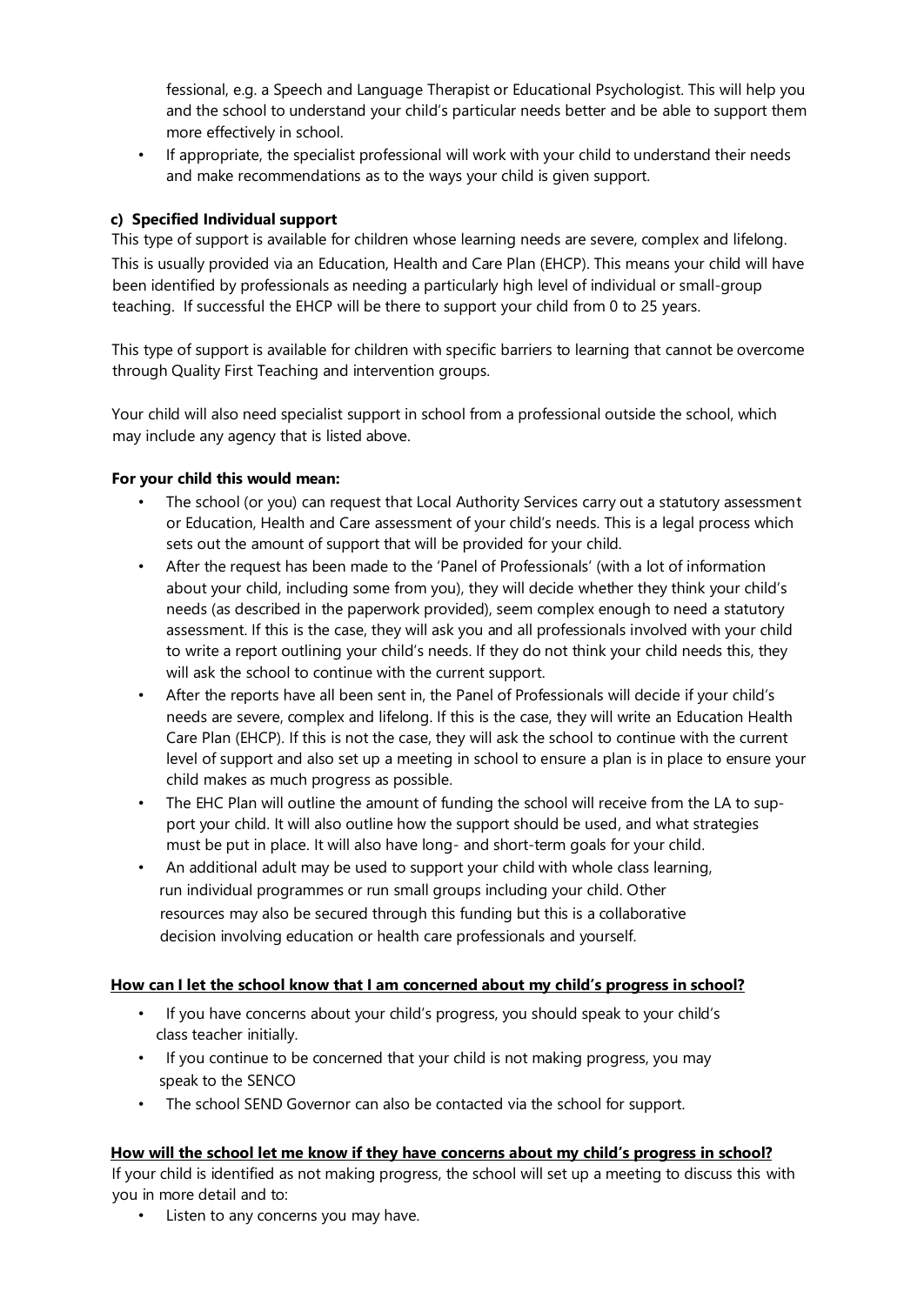fessional, e.g. a Speech and Language Therapist or Educational Psychologist. This will help you and the school to understand your child's particular needs better and be able to support them more effectively in school.
- If appropriate, the specialist professional will work with your child to understand their needs and make recommendations as to the ways your child is given support.

**c) Specified Individual support**

This type of support is available for children whose learning needs are severe, complex and lifelong. This is usually provided via an Education, Health and Care Plan (EHCP). This means your child will have been identified by professionals as needing a particularly high level of individual or small-group teaching. If successful the EHCP will be there to support your child from 0 to 25 years.

This type of support is available for children with specific barriers to learning that cannot be overcome through Quality First Teaching and intervention groups.

Your child will also need specialist support in school from a professional outside the school, which may include any agency that is listed above.

**For your child this would mean:**

- The school (or you) can request that Local Authority Services carry out a statutory assessment or Education, Health and Care assessment of your child's needs. This is a legal process which sets out the amount of support that will be provided for your child.
- After the request has been made to the 'Panel of Professionals' (with a lot of information about your child, including some from you), they will decide whether they think your child's needs (as described in the paperwork provided), seem complex enough to need a statutory assessment. If this is the case, they will ask you and all professionals involved with your child to write a report outlining your child's needs. If they do not think your child needs this, they will ask the school to continue with the current support.
- After the reports have all been sent in, the Panel of Professionals will decide if your child's needs are severe, complex and lifelong. If this is the case, they will write an Education Health Care Plan (EHCP). If this is not the case, they will ask the school to continue with the current level of support and also set up a meeting in school to ensure a plan is in place to ensure your child makes as much progress as possible.
- The EHC Plan will outline the amount of funding the school will receive from the LA to support your child. It will also outline how the support should be used, and what strategies must be put in place. It will also have long- and short-term goals for your child.
- An additional adult may be used to support your child with whole class learning, run individual programmes or run small groups including your child. Other resources may also be secured through this funding but this is a collaborative decision involving education or health care professionals and yourself.

**<u>How can I let the school know that I am concerned about my child's progress in school?</u>**

- If you have concerns about your child's progress, you should speak to your child's class teacher initially.
- If you continue to be concerned that your child is not making progress, you may speak to the SENCO
- The school SEND Governor can also be contacted via the school for support.

**<u>How will the school let me know if they have concerns about my child's progress in school?</u>**

If your child is identified as not making progress, the school will set up a meeting to discuss this with you in more detail and to:

- Listen to any concerns you may have.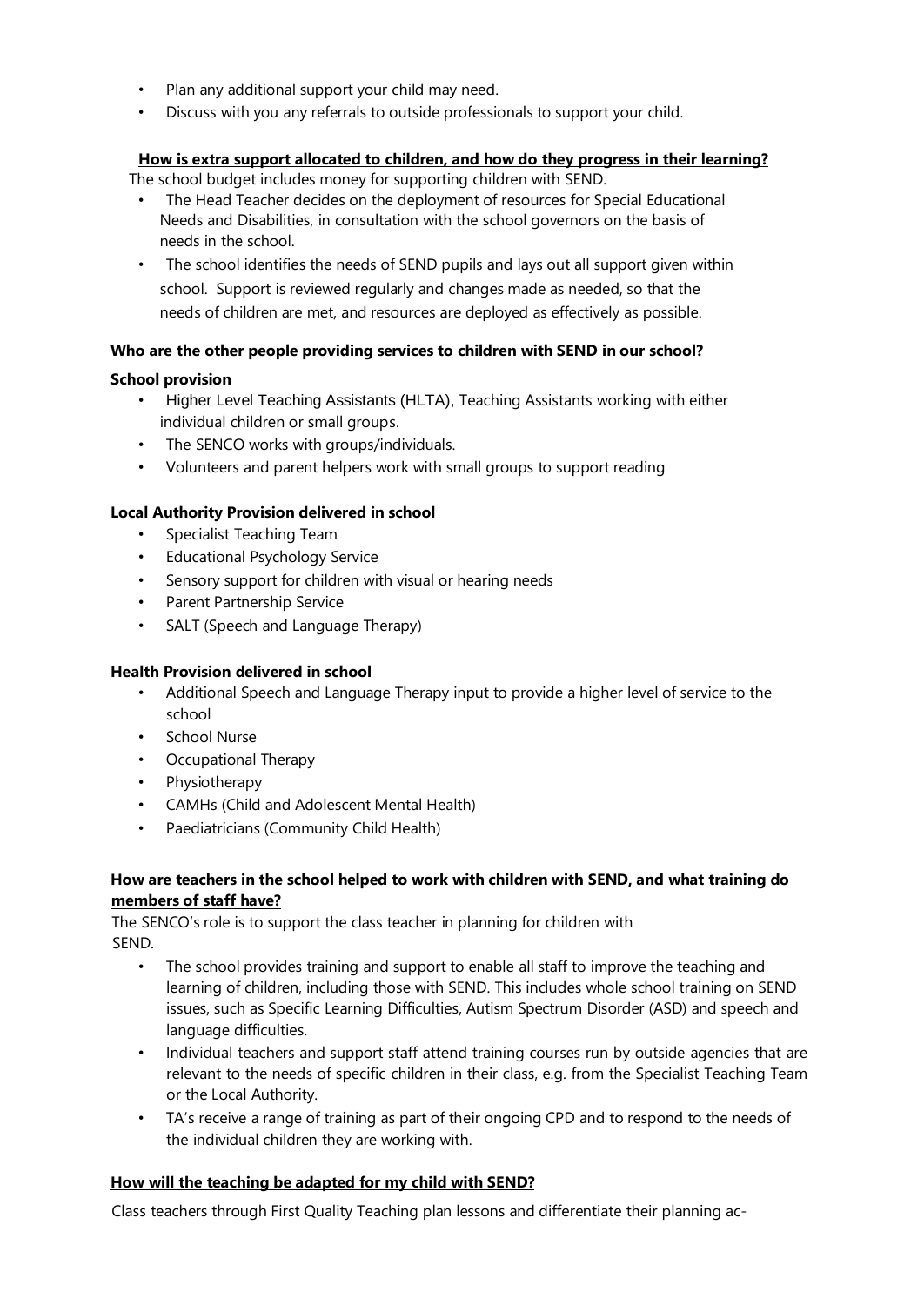- Plan any additional support your child may need.
- Discuss with you any referrals to outside professionals to support your child.

**How is extra support allocated to children, and how do they progress in their learning?**

The school budget includes money for supporting children with SEND.

- The Head Teacher decides on the deployment of resources for Special Educational Needs and Disabilities, in consultation with the school governors on the basis of needs in the school.
- The school identifies the needs of SEND pupils and lays out all support given within school. Support is reviewed regularly and changes made as needed, so that the needs of children are met, and resources are deployed as effectively as possible.

**Who are the other people providing services to children with SEND in our school?**

**School provision**

- Higher Level Teaching Assistants (HLTA), Teaching Assistants working with either individual children or small groups.
- The SENCO works with groups/individuals.
- Volunteers and parent helpers work with small groups to support reading

**Local Authority Provision delivered in school**

- Specialist Teaching Team
- Educational Psychology Service
- Sensory support for children with visual or hearing needs
- Parent Partnership Service
- SALT (Speech and Language Therapy)

**Health Provision delivered in school**

- Additional Speech and Language Therapy input to provide a higher level of service to the school
- School Nurse
- Occupational Therapy
- Physiotherapy
- CAMHs (Child and Adolescent Mental Health)
- Paediatricians (Community Child Health)

**How are teachers in the school helped to work with children with SEND, and what training do members of staff have?**

The SENCO's role is to support the class teacher in planning for children with SEND.

- The school provides training and support to enable all staff to improve the teaching and learning of children, including those with SEND. This includes whole school training on SEND issues, such as Specific Learning Difficulties, Autism Spectrum Disorder (ASD) and speech and language difficulties.
- Individual teachers and support staff attend training courses run by outside agencies that are relevant to the needs of specific children in their class, e.g. from the Specialist Teaching Team or the Local Authority.
- TA's receive a range of training as part of their ongoing CPD and to respond to the needs of the individual children they are working with.

**How will the teaching be adapted for my child with SEND?**

Class teachers through First Quality Teaching plan lessons and differentiate their planning ac-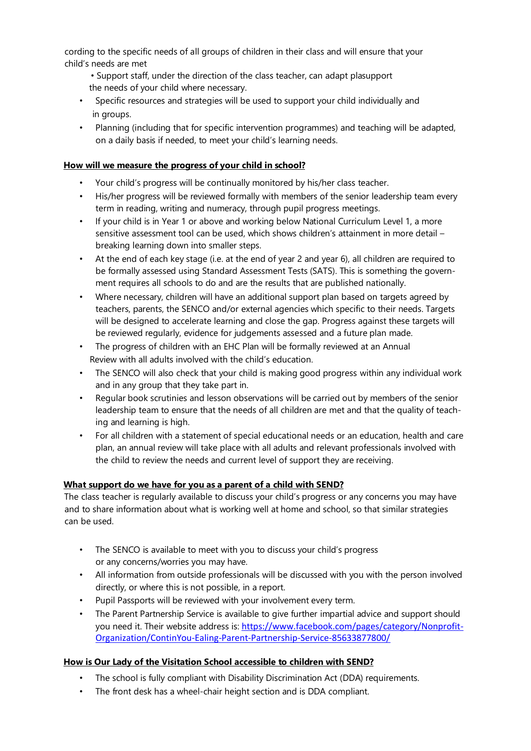cording to the specific needs of all groups of children in their class and will ensure that your child's needs are met

- Support staff, under the direction of the class teacher, can adapt plasupport the needs of your child where necessary.
- Specific resources and strategies will be used to support your child individually and in groups.
- Planning (including that for specific intervention programmes) and teaching will be adapted, on a daily basis if needed, to meet your child's learning needs.

**How will we measure the progress of your child in school?**

- Your child's progress will be continually monitored by his/her class teacher.
- His/her progress will be reviewed formally with members of the senior leadership team every term in reading, writing and numeracy, through pupil progress meetings.
- If your child is in Year 1 or above and working below National Curriculum Level 1, a more sensitive assessment tool can be used, which shows children's attainment in more detail – breaking learning down into smaller steps.
- At the end of each key stage (i.e. at the end of year 2 and year 6), all children are required to be formally assessed using Standard Assessment Tests (SATS). This is something the government requires all schools to do and are the results that are published nationally.
- Where necessary, children will have an additional support plan based on targets agreed by teachers, parents, the SENCO and/or external agencies which specific to their needs. Targets will be designed to accelerate learning and close the gap. Progress against these targets will be reviewed regularly, evidence for judgements assessed and a future plan made.
- The progress of children with an EHC Plan will be formally reviewed at an Annual Review with all adults involved with the child's education.
- The SENCO will also check that your child is making good progress within any individual work and in any group that they take part in.
- Regular book scrutinies and lesson observations will be carried out by members of the senior leadership team to ensure that the needs of all children are met and that the quality of teaching and learning is high.
- For all children with a statement of special educational needs or an education, health and care plan, an annual review will take place with all adults and relevant professionals involved with the child to review the needs and current level of support they are receiving.

**What support do we have for you as a parent of a child with SEND?**

The class teacher is regularly available to discuss your child's progress or any concerns you may have and to share information about what is working well at home and school, so that similar strategies can be used.

- The SENCO is available to meet with you to discuss your child's progress or any concerns/worries you may have.
- All information from outside professionals will be discussed with you with the person involved directly, or where this is not possible, in a report.
- Pupil Passports will be reviewed with your involvement every term.
- The Parent Partnership Service is available to give further impartial advice and support should you need it. Their website address is: https://www.facebook.com/pages/category/Nonprofit-Organization/ContinYou-Ealing-Parent-Partnership-Service-85633877800/

**How is Our Lady of the Visitation School accessible to children with SEND?**

- The school is fully compliant with Disability Discrimination Act (DDA) requirements.
- The front desk has a wheel-chair height section and is DDA compliant.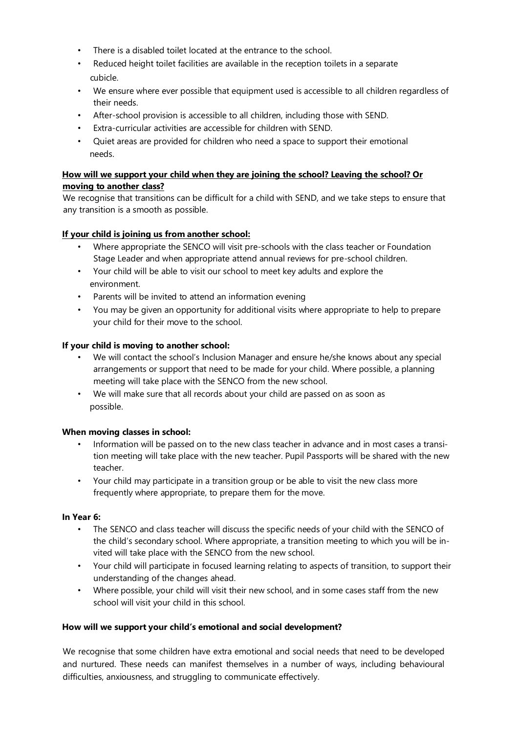- There is a disabled toilet located at the entrance to the school.
- Reduced height toilet facilities are available in the reception toilets in a separate cubicle.
- We ensure where ever possible that equipment used is accessible to all children regardless of their needs.
- After-school provision is accessible to all children, including those with SEND.
- Extra-curricular activities are accessible for children with SEND.
- Quiet areas are provided for children who need a space to support their emotional needs.

**<u>How will we support your child when they are joining the school? Leaving the school? Or moving to another class?</u>**

We recognise that transitions can be difficult for a child with SEND, and we take steps to ensure that any transition is a smooth as possible.

**<u>If your child is joining us from another school:</u>**

- Where appropriate the SENCO will visit pre-schools with the class teacher or Foundation Stage Leader and when appropriate attend annual reviews for pre-school children.
- Your child will be able to visit our school to meet key adults and explore the environment.
- Parents will be invited to attend an information evening
- You may be given an opportunity for additional visits where appropriate to help to prepare your child for their move to the school.

**If your child is moving to another school:**

- We will contact the school's Inclusion Manager and ensure he/she knows about any special arrangements or support that need to be made for your child. Where possible, a planning meeting will take place with the SENCO from the new school.
- We will make sure that all records about your child are passed on as soon as possible.

**When moving classes in school:**

- Information will be passed on to the new class teacher in advance and in most cases a transition meeting will take place with the new teacher. Pupil Passports will be shared with the new teacher.
- Your child may participate in a transition group or be able to visit the new class more frequently where appropriate, to prepare them for the move.

**In Year 6:**

- The SENCO and class teacher will discuss the specific needs of your child with the SENCO of the child's secondary school. Where appropriate, a transition meeting to which you will be invited will take place with the SENCO from the new school.
- Your child will participate in focused learning relating to aspects of transition, to support their understanding of the changes ahead.
- Where possible, your child will visit their new school, and in some cases staff from the new school will visit your child in this school.

**How will we support your child's emotional and social development?**

We recognise that some children have extra emotional and social needs that need to be developed and nurtured. These needs can manifest themselves in a number of ways, including behavioural difficulties, anxiousness, and struggling to communicate effectively.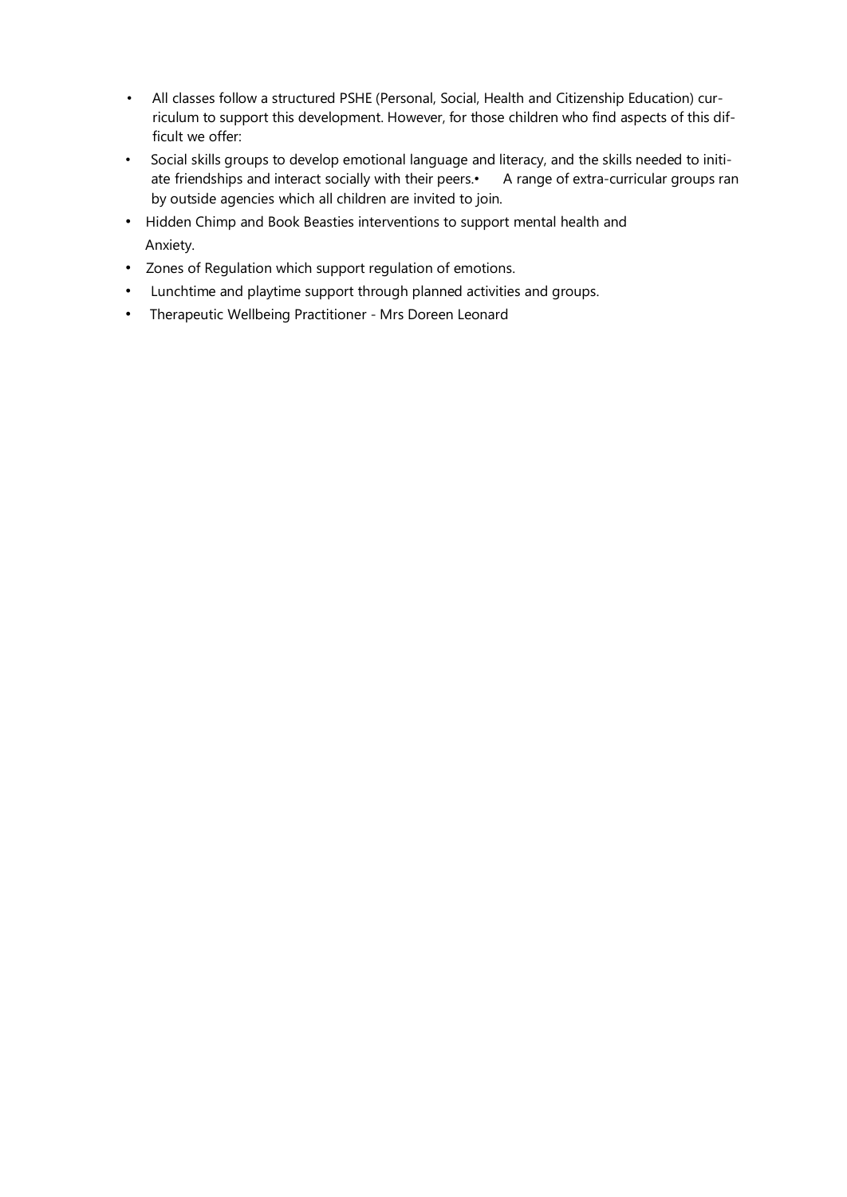- All classes follow a structured PSHE (Personal, Social, Health and Citizenship Education) curriculum to support this development. However, for those children who find aspects of this difficult we offer:
- Social skills groups to develop emotional language and literacy, and the skills needed to initiate friendships and interact socially with their peers.• A range of extra-curricular groups ran by outside agencies which all children are invited to join.
- Hidden Chimp and Book Beasties interventions to support mental health and Anxiety.
- Zones of Regulation which support regulation of emotions.
- Lunchtime and playtime support through planned activities and groups.
- Therapeutic Wellbeing Practitioner - Mrs Doreen Leonard